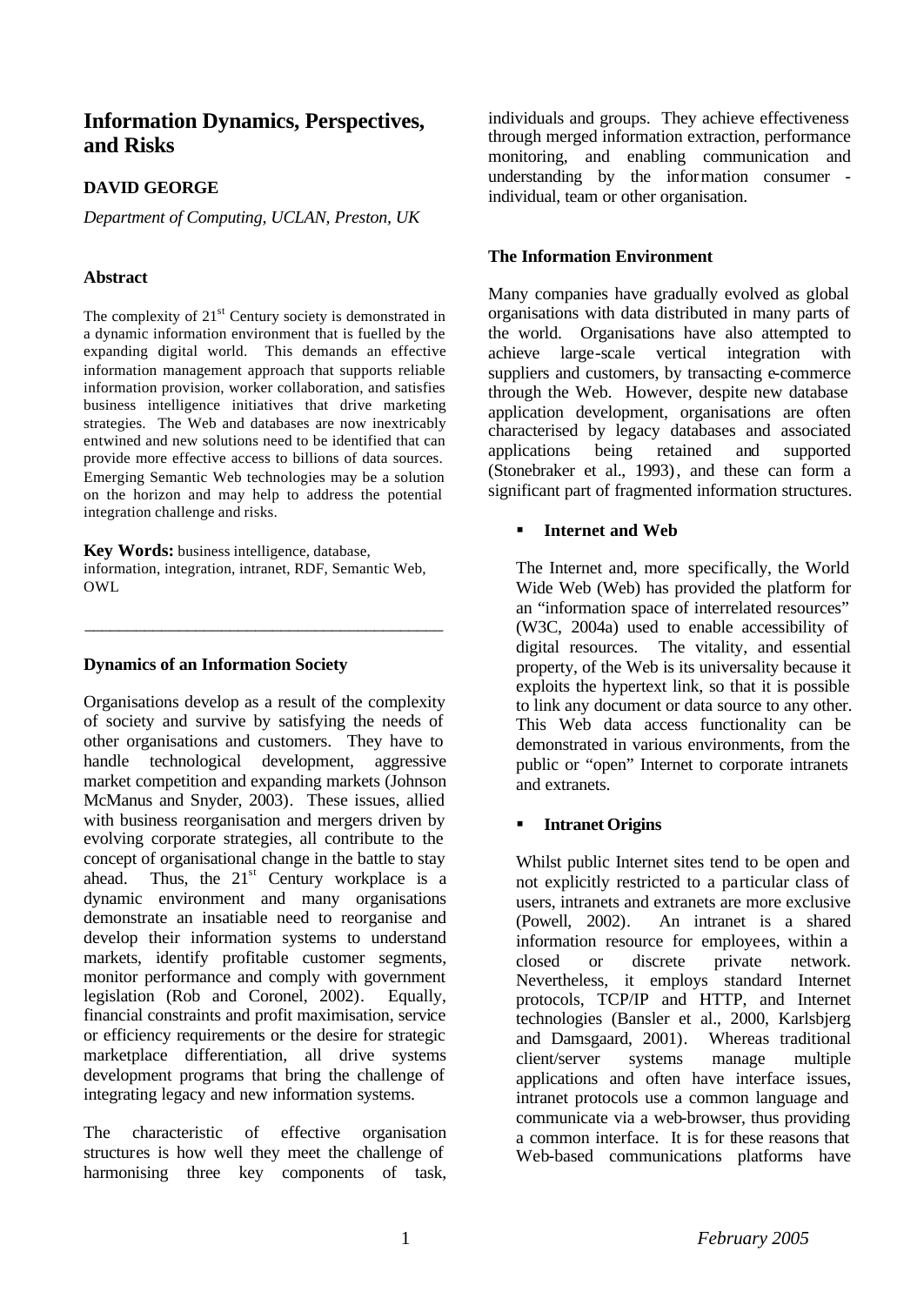# Information Dynamics, Perspectives, and Risks

**DAVID GEORGE**

*Department of Computing, UCLAN, Preston, UK*

### Abstract

The complexity of 21st Century society is demonstrated in a dynamic information environment that is fuelled by the expanding digital world. This demands an effective information management approach that supports reliable information provision, worker collaboration, and satisfies business intelligence initiatives that drive marketing strategies. The Web and databases are now inextricably entwined and new solutions need to be identified that can provide more effective access to billions of data sources. Emerging Semantic Web technologies may be a solution on the horizon and may help to address the potential integration challenge and risks.

**Key Words:** business intelligence, database, information, integration, intranet, RDF, Semantic Web, OWL

---

### Dynamics of an Information Society

Organisations develop as a result of the complexity of society and survive by satisfying the needs of other organisations and customers. They have to handle technological development, aggressive market competition and expanding markets (Johnson McManus and Snyder, 2003). These issues, allied with business reorganisation and mergers driven by evolving corporate strategies, all contribute to the concept of organisational change in the battle to stay ahead. Thus, the 21st Century workplace is a dynamic environment and many organisations demonstrate an insatiable need to reorganise and develop their information systems to understand markets, identify profitable customer segments, monitor performance and comply with government legislation (Rob and Coronel, 2002). Equally, financial constraints and profit maximisation, service or efficiency requirements or the desire for strategic marketplace differentiation, all drive systems development programs that bring the challenge of integrating legacy and new information systems.

The characteristic of effective organisation structures is how well they meet the challenge of harmonising three key components of task, individuals and groups. They achieve effectiveness through merged information extraction, performance monitoring, and enabling communication and understanding by the information consumer - individual, team or other organisation.

### The Information Environment

Many companies have gradually evolved as global organisations with data distributed in many parts of the world. Organisations have also attempted to achieve large-scale vertical integration with suppliers and customers, by transacting e-commerce through the Web. However, despite new database application development, organisations are often characterised by legacy databases and associated applications being retained and supported (Stonebraker et al., 1993), and these can form a significant part of fragmented information structures.

- **Internet and Web**

  The Internet and, more specifically, the World Wide Web (Web) has provided the platform for an "information space of interrelated resources" (W3C, 2004a) used to enable accessibility of digital resources. The vitality, and essential property, of the Web is its universality because it exploits the hypertext link, so that it is possible to link any document or data source to any other. This Web data access functionality can be demonstrated in various environments, from the public or "open" Internet to corporate intranets and extranets.

- **Intranet Origins**

  Whilst public Internet sites tend to be open and not explicitly restricted to a particular class of users, intranets and extranets are more exclusive (Powell, 2002). An intranet is a shared information resource for employees, within a closed or discrete private network. Nevertheless, it employs standard Internet protocols, TCP/IP and HTTP, and Internet technologies (Bansler et al., 2000, Karlsbjerg and Damsgaard, 2001). Whereas traditional client/server systems manage multiple applications and often have interface issues, intranet protocols use a common language and communicate via a web-browser, thus providing a common interface. It is for these reasons that Web-based communications platforms have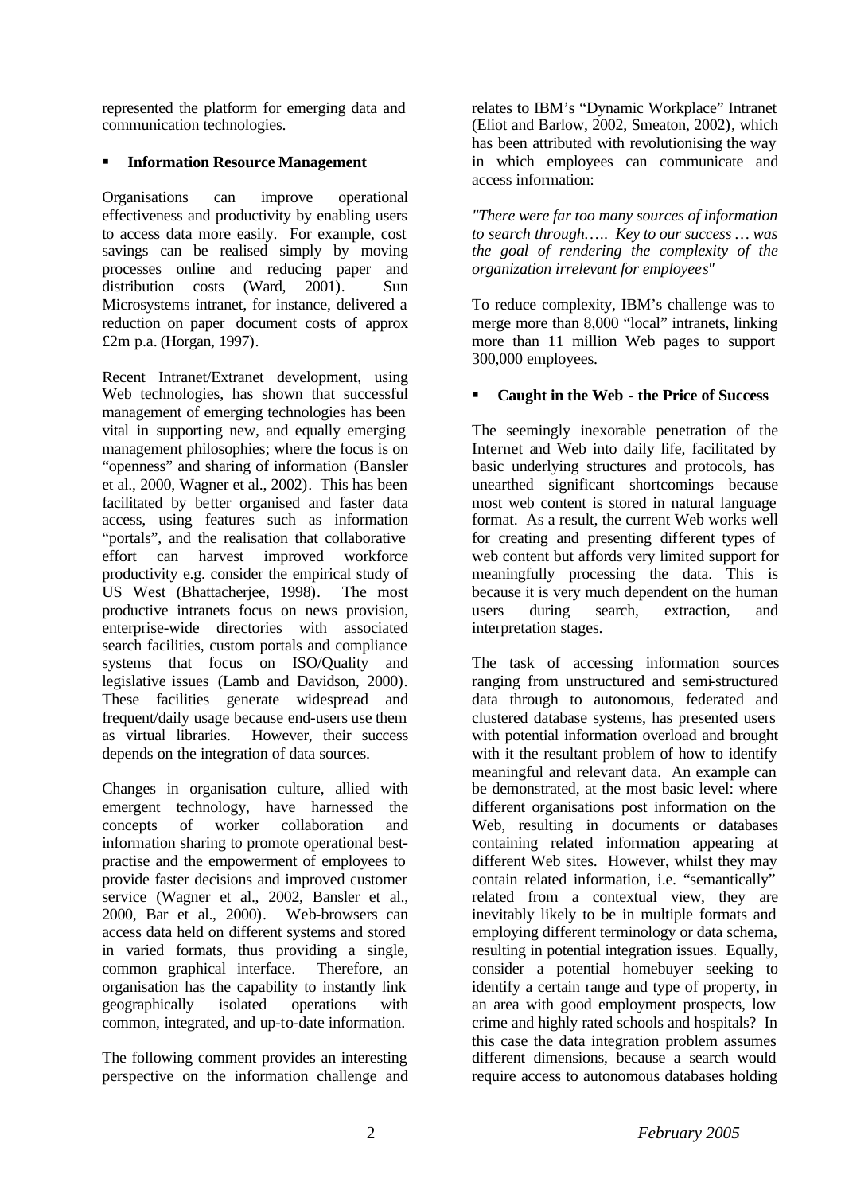represented the platform for emerging data and communication technologies.

- **Information Resource Management**

Organisations can improve operational effectiveness and productivity by enabling users to access data more easily. For example, cost savings can be realised simply by moving processes online and reducing paper and distribution costs (Ward, 2001). Sun Microsystems intranet, for instance, delivered a reduction on paper document costs of approx £2m p.a. (Horgan, 1997).

Recent Intranet/Extranet development, using Web technologies, has shown that successful management of emerging technologies has been vital in supporting new, and equally emerging management philosophies; where the focus is on "openness" and sharing of information (Bansler et al., 2000, Wagner et al., 2002). This has been facilitated by better organised and faster data access, using features such as information "portals", and the realisation that collaborative effort can harvest improved workforce productivity e.g. consider the empirical study of US West (Bhattacherjee, 1998). The most productive intranets focus on news provision, enterprise-wide directories with associated search facilities, custom portals and compliance systems that focus on ISO/Quality and legislative issues (Lamb and Davidson, 2000). These facilities generate widespread and frequent/daily usage because end-users use them as virtual libraries. However, their success depends on the integration of data sources.

Changes in organisation culture, allied with emergent technology, have harnessed the concepts of worker collaboration and information sharing to promote operational best-practise and the empowerment of employees to provide faster decisions and improved customer service (Wagner et al., 2002, Bansler et al., 2000, Bar et al., 2000). Web-browsers can access data held on different systems and stored in varied formats, thus providing a single, common graphical interface. Therefore, an organisation has the capability to instantly link geographically isolated operations with common, integrated, and up-to-date information.

The following comment provides an interesting perspective on the information challenge and relates to IBM's "Dynamic Workplace" Intranet (Eliot and Barlow, 2002, Smeaton, 2002), which has been attributed with revolutionising the way in which employees can communicate and access information:

*"There were far too many sources of information to search through….. Key to our success … was the goal of rendering the complexity of the organization irrelevant for employees"*

To reduce complexity, IBM's challenge was to merge more than 8,000 "local" intranets, linking more than 11 million Web pages to support 300,000 employees.

- **Caught in the Web - the Price of Success**

The seemingly inexorable penetration of the Internet and Web into daily life, facilitated by basic underlying structures and protocols, has unearthed significant shortcomings because most web content is stored in natural language format. As a result, the current Web works well for creating and presenting different types of web content but affords very limited support for meaningfully processing the data. This is because it is very much dependent on the human users during search, extraction, and interpretation stages.

The task of accessing information sources ranging from unstructured and semi-structured data through to autonomous, federated and clustered database systems, has presented users with potential information overload and brought with it the resultant problem of how to identify meaningful and relevant data. An example can be demonstrated, at the most basic level: where different organisations post information on the Web, resulting in documents or databases containing related information appearing at different Web sites. However, whilst they may contain related information, i.e. "semantically" related from a contextual view, they are inevitably likely to be in multiple formats and employing different terminology or data schema, resulting in potential integration issues. Equally, consider a potential homebuyer seeking to identify a certain range and type of property, in an area with good employment prospects, low crime and highly rated schools and hospitals? In this case the data integration problem assumes different dimensions, because a search would require access to autonomous databases holding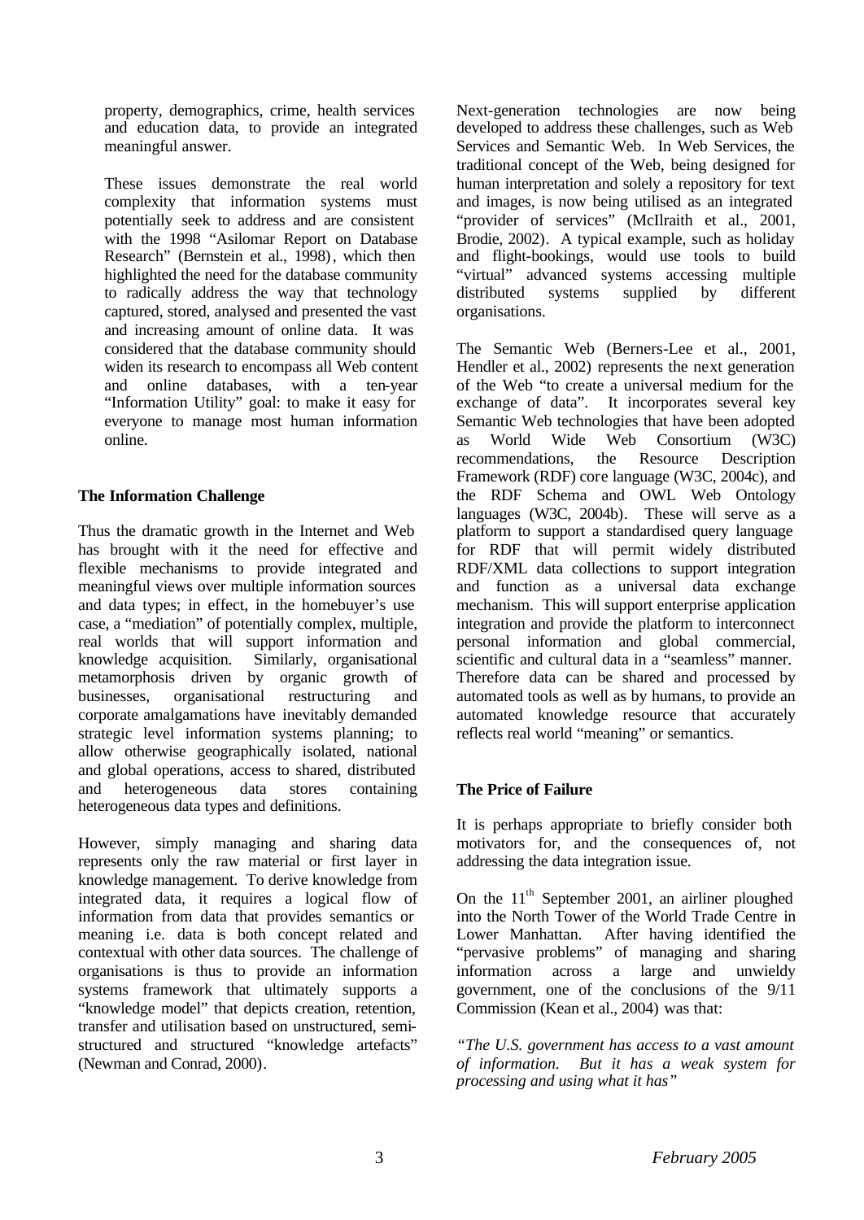property, demographics, crime, health services and education data, to provide an integrated meaningful answer.

These issues demonstrate the real world complexity that information systems must potentially seek to address and are consistent with the 1998 "Asilomar Report on Database Research" (Bernstein et al., 1998), which then highlighted the need for the database community to radically address the way that technology captured, stored, analysed and presented the vast and increasing amount of online data. It was considered that the database community should widen its research to encompass all Web content and online databases, with a ten-year "Information Utility" goal: to make it easy for everyone to manage most human information online.

## The Information Challenge

Thus the dramatic growth in the Internet and Web has brought with it the need for effective and flexible mechanisms to provide integrated and meaningful views over multiple information sources and data types; in effect, in the homebuyer's use case, a "mediation" of potentially complex, multiple, real worlds that will support information and knowledge acquisition. Similarly, organisational metamorphosis driven by organic growth of businesses, organisational restructuring and corporate amalgamations have inevitably demanded strategic level information systems planning; to allow otherwise geographically isolated, national and global operations, access to shared, distributed and heterogeneous data stores containing heterogeneous data types and definitions.

However, simply managing and sharing data represents only the raw material or first layer in knowledge management. To derive knowledge from integrated data, it requires a logical flow of information from data that provides semantics or meaning i.e. data is both concept related and contextual with other data sources. The challenge of organisations is thus to provide an information systems framework that ultimately supports a "knowledge model" that depicts creation, retention, transfer and utilisation based on unstructured, semi-structured and structured "knowledge artefacts" (Newman and Conrad, 2000).

Next-generation technologies are now being developed to address these challenges, such as Web Services and Semantic Web. In Web Services, the traditional concept of the Web, being designed for human interpretation and solely a repository for text and images, is now being utilised as an integrated "provider of services" (McIlraith et al., 2001, Brodie, 2002). A typical example, such as holiday and flight-bookings, would use tools to build "virtual" advanced systems accessing multiple distributed systems supplied by different organisations.

The Semantic Web (Berners-Lee et al., 2001, Hendler et al., 2002) represents the next generation of the Web "to create a universal medium for the exchange of data". It incorporates several key Semantic Web technologies that have been adopted as World Wide Web Consortium (W3C) recommendations, the Resource Description Framework (RDF) core language (W3C, 2004c), and the RDF Schema and OWL Web Ontology languages (W3C, 2004b). These will serve as a platform to support a standardised query language for RDF that will permit widely distributed RDF/XML data collections to support integration and function as a universal data exchange mechanism. This will support enterprise application integration and provide the platform to interconnect personal information and global commercial, scientific and cultural data in a "seamless" manner. Therefore data can be shared and processed by automated tools as well as by humans, to provide an automated knowledge resource that accurately reflects real world "meaning" or semantics.

## The Price of Failure

It is perhaps appropriate to briefly consider both motivators for, and the consequences of, not addressing the data integration issue.

On the 11th September 2001, an airliner ploughed into the North Tower of the World Trade Centre in Lower Manhattan. After having identified the "pervasive problems" of managing and sharing information across a large and unwieldy government, one of the conclusions of the 9/11 Commission (Kean et al., 2004) was that:

*"The U.S. government has access to a vast amount of information. But it has a weak system for processing and using what it has"*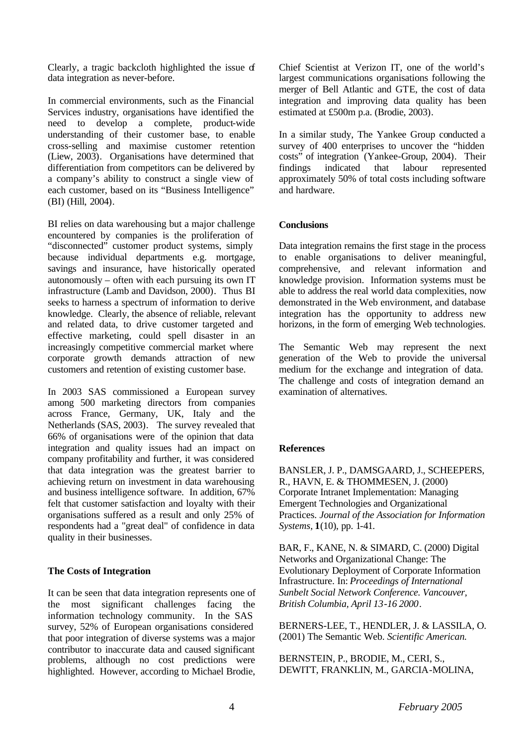Clearly, a tragic backcloth highlighted the issue of data integration as never-before.

In commercial environments, such as the Financial Services industry, organisations have identified the need to develop a complete, product-wide understanding of their customer base, to enable cross-selling and maximise customer retention (Liew, 2003). Organisations have determined that differentiation from competitors can be delivered by a company's ability to construct a single view of each customer, based on its "Business Intelligence" (BI) (Hill, 2004).

BI relies on data warehousing but a major challenge encountered by companies is the proliferation of "disconnected" customer product systems, simply because individual departments e.g. mortgage, savings and insurance, have historically operated autonomously – often with each pursuing its own IT infrastructure (Lamb and Davidson, 2000). Thus BI seeks to harness a spectrum of information to derive knowledge. Clearly, the absence of reliable, relevant and related data, to drive customer targeted and effective marketing, could spell disaster in an increasingly competitive commercial market where corporate growth demands attraction of new customers and retention of existing customer base.

In 2003 SAS commissioned a European survey among 500 marketing directors from companies across France, Germany, UK, Italy and the Netherlands (SAS, 2003). The survey revealed that 66% of organisations were of the opinion that data integration and quality issues had an impact on company profitability and further, it was considered that data integration was the greatest barrier to achieving return on investment in data warehousing and business intelligence software. In addition, 67% felt that customer satisfaction and loyalty with their organisations suffered as a result and only 25% of respondents had a "great deal" of confidence in data quality in their businesses.

**The Costs of Integration**

It can be seen that data integration represents one of the most significant challenges facing the information technology community. In the SAS survey, 52% of European organisations considered that poor integration of diverse systems was a major contributor to inaccurate data and caused significant problems, although no cost predictions were highlighted. However, according to Michael Brodie, Chief Scientist at Verizon IT, one of the world's largest communications organisations following the merger of Bell Atlantic and GTE, the cost of data integration and improving data quality has been estimated at £500m p.a. (Brodie, 2003).

In a similar study, The Yankee Group conducted a survey of 400 enterprises to uncover the "hidden costs" of integration (Yankee-Group, 2004). Their findings indicated that labour represented approximately 50% of total costs including software and hardware.

**Conclusions**

Data integration remains the first stage in the process to enable organisations to deliver meaningful, comprehensive, and relevant information and knowledge provision. Information systems must be able to address the real world data complexities, now demonstrated in the Web environment, and database integration has the opportunity to address new horizons, in the form of emerging Web technologies.

The Semantic Web may represent the next generation of the Web to provide the universal medium for the exchange and integration of data. The challenge and costs of integration demand an examination of alternatives.

**References**

BANSLER, J. P., DAMSGAARD, J., SCHEEPERS, R., HAVN, E. & THOMMESEN, J. (2000) Corporate Intranet Implementation: Managing Emergent Technologies and Organizational Practices. *Journal of the Association for Information Systems*, **1**(10), pp. 1-41.

BAR, F., KANE, N. & SIMARD, C. (2000) Digital Networks and Organizational Change: The Evolutionary Deployment of Corporate Information Infrastructure. In: *Proceedings of International Sunbelt Social Network Conference. Vancouver, British Columbia, April 13-16 2000*.

BERNERS-LEE, T., HENDLER, J. & LASSILA, O. (2001) The Semantic Web. *Scientific American.*

BERNSTEIN, P., BRODIE, M., CERI, S., DEWITT, FRANKLIN, M., GARCIA-MOLINA,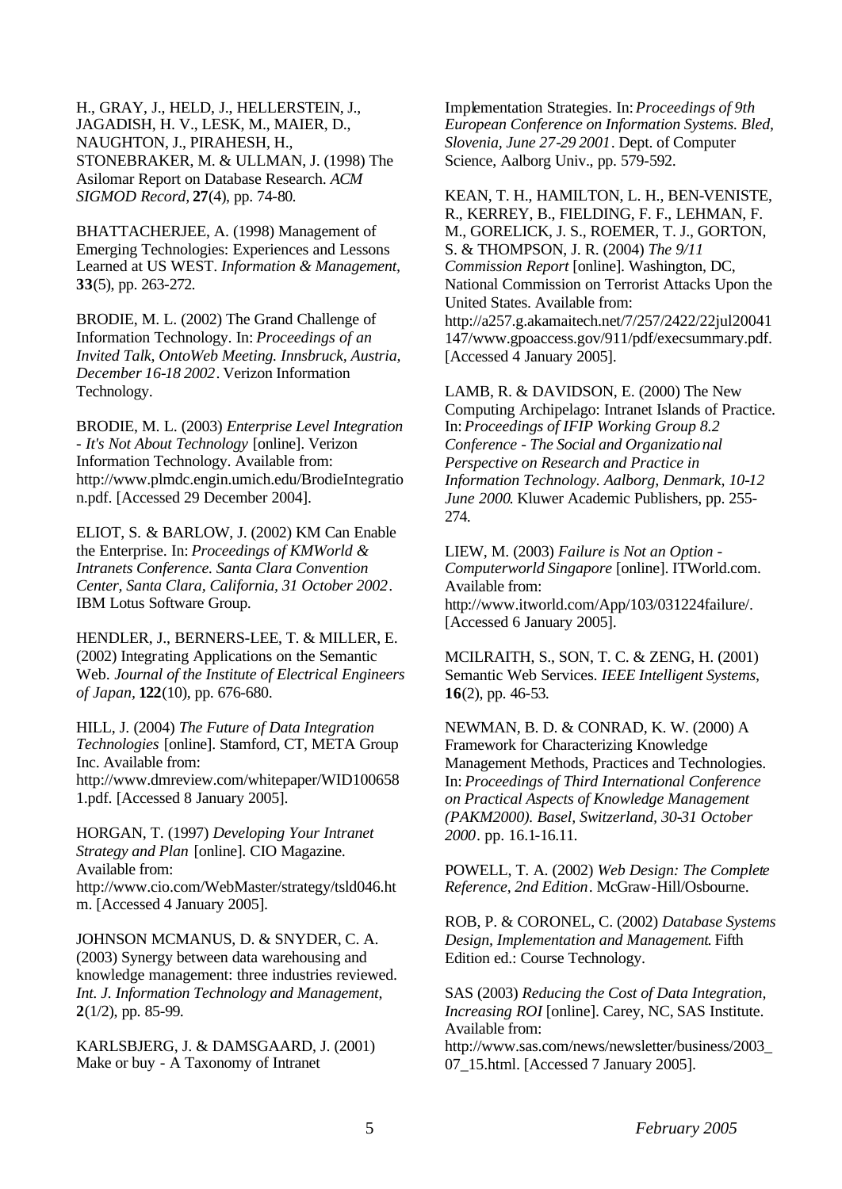H., GRAY, J., HELD, J., HELLERSTEIN, J., JAGADISH, H. V., LESK, M., MAIER, D., NAUGHTON, J., PIRAHESH, H., STONEBRAKER, M. & ULLMAN, J. (1998) The Asilomar Report on Database Research. *ACM SIGMOD Record,* **27**(4), pp. 74-80.

BHATTACHERJEE, A. (1998) Management of Emerging Technologies: Experiences and Lessons Learned at US WEST. *Information & Management,* **33**(5), pp. 263-272.

BRODIE, M. L. (2002) The Grand Challenge of Information Technology. In: *Proceedings of an Invited Talk, OntoWeb Meeting. Innsbruck, Austria, December 16-18 2002*. Verizon Information Technology.

BRODIE, M. L. (2003) *Enterprise Level Integration - It's Not About Technology* [online]. Verizon Information Technology. Available from: http://www.plmdc.engin.umich.edu/BrodieIntegration.pdf. [Accessed 29 December 2004].

ELIOT, S. & BARLOW, J. (2002) KM Can Enable the Enterprise. In: *Proceedings of KMWorld & Intranets Conference. Santa Clara Convention Center, Santa Clara, California, 31 October 2002*. IBM Lotus Software Group.

HENDLER, J., BERNERS-LEE, T. & MILLER, E. (2002) Integrating Applications on the Semantic Web. *Journal of the Institute of Electrical Engineers of Japan,* **122**(10), pp. 676-680.

HILL, J. (2004) *The Future of Data Integration Technologies* [online]. Stamford, CT, META Group Inc. Available from: http://www.dmreview.com/whitepaper/WID1006581.pdf. [Accessed 8 January 2005].

HORGAN, T. (1997) *Developing Your Intranet Strategy and Plan* [online]. CIO Magazine. Available from: http://www.cio.com/WebMaster/strategy/tsld046.htm. [Accessed 4 January 2005].

JOHNSON MCMANUS, D. & SNYDER, C. A. (2003) Synergy between data warehousing and knowledge management: three industries reviewed. *Int. J. Information Technology and Management,* **2**(1/2), pp. 85-99.

KARLSBJERG, J. & DAMSGAARD, J. (2001) Make or buy - A Taxonomy of Intranet Implementation Strategies. In: *Proceedings of 9th European Conference on Information Systems. Bled, Slovenia, June 27-29 2001*. Dept. of Computer Science, Aalborg Univ., pp. 579-592.

KEAN, T. H., HAMILTON, L. H., BEN-VENISTE, R., KERREY, B., FIELDING, F. F., LEHMAN, F. M., GORELICK, J. S., ROEMER, T. J., GORTON, S. & THOMPSON, J. R. (2004) *The 9/11 Commission Report* [online]. Washington, DC, National Commission on Terrorist Attacks Upon the United States. Available from: http://a257.g.akamaitech.net/7/257/2422/22jul20041147/www.gpoaccess.gov/911/pdf/execsummary.pdf. [Accessed 4 January 2005].

LAMB, R. & DAVIDSON, E. (2000) The New Computing Archipelago: Intranet Islands of Practice. In: *Proceedings of IFIP Working Group 8.2 Conference - The Social and Organizational Perspective on Research and Practice in Information Technology. Aalborg, Denmark, 10-12 June 2000*. Kluwer Academic Publishers, pp. 255-274.

LIEW, M. (2003) *Failure is Not an Option - Computerworld Singapore* [online]. ITWorld.com. Available from: http://www.itworld.com/App/103/031224failure/. [Accessed 6 January 2005].

MCILRAITH, S., SON, T. C. & ZENG, H. (2001) Semantic Web Services. *IEEE Intelligent Systems,* **16**(2), pp. 46-53.

NEWMAN, B. D. & CONRAD, K. W. (2000) A Framework for Characterizing Knowledge Management Methods, Practices and Technologies. In: *Proceedings of Third International Conference on Practical Aspects of Knowledge Management (PAKM2000). Basel, Switzerland, 30-31 October 2000*. pp. 16.1-16.11.

POWELL, T. A. (2002) *Web Design: The Complete Reference, 2nd Edition*. McGraw-Hill/Osbourne.

ROB, P. & CORONEL, C. (2002) *Database Systems Design, Implementation and Management*. Fifth Edition ed.: Course Technology.

SAS (2003) *Reducing the Cost of Data Integration, Increasing ROI* [online]. Carey, NC, SAS Institute. Available from: http://www.sas.com/news/newsletter/business/2003_07_15.html. [Accessed 7 January 2005].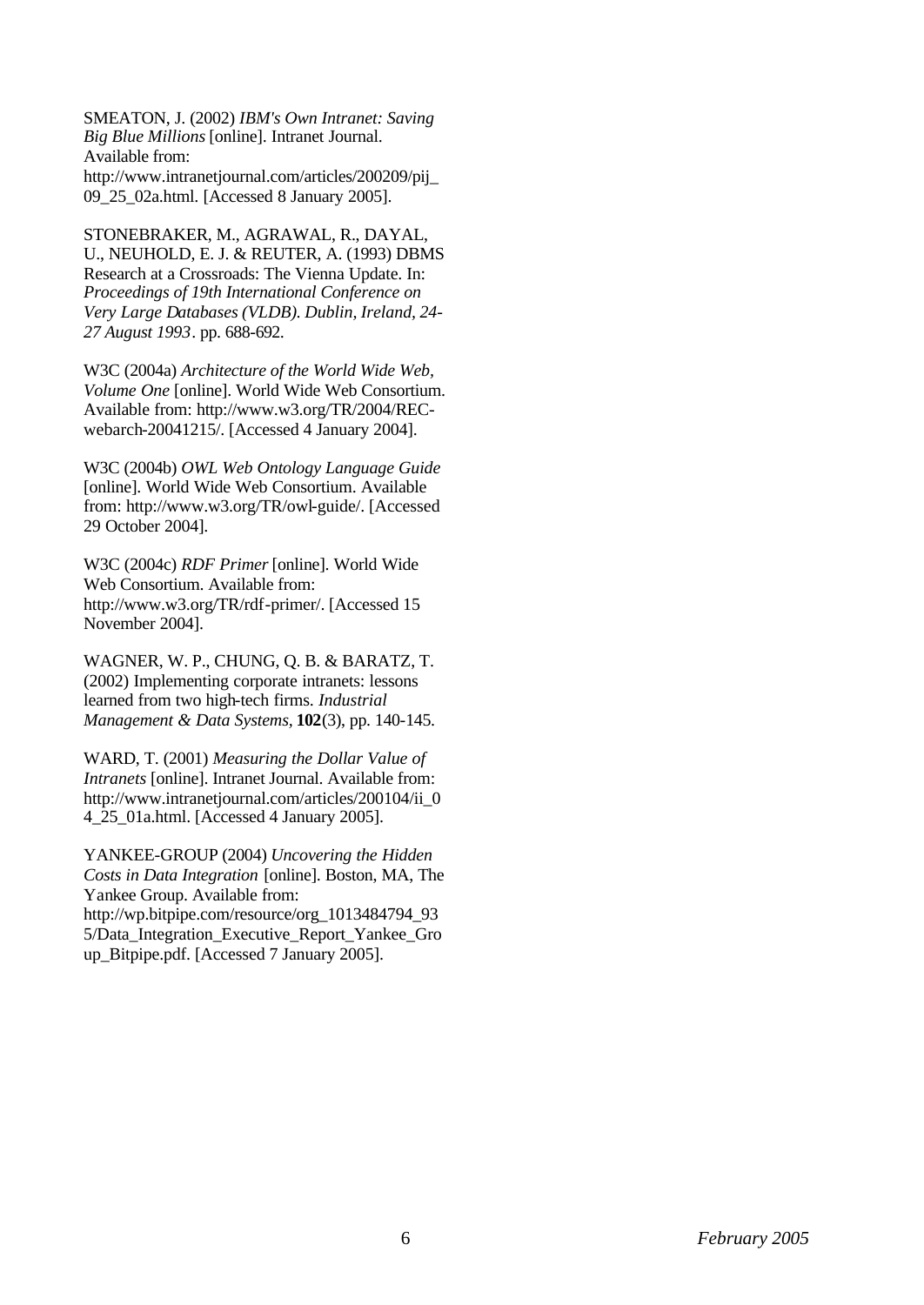SMEATON, J. (2002) *IBM's Own Intranet: Saving Big Blue Millions* [online]. Intranet Journal. Available from: http://www.intranetjournal.com/articles/200209/pij_09_25_02a.html. [Accessed 8 January 2005].

STONEBRAKER, M., AGRAWAL, R., DAYAL, U., NEUHOLD, E. J. & REUTER, A. (1993) DBMS Research at a Crossroads: The Vienna Update. In: *Proceedings of 19th International Conference on Very Large Databases (VLDB). Dublin, Ireland, 24-27 August 1993*. pp. 688-692.

W3C (2004a) *Architecture of the World Wide Web, Volume One* [online]. World Wide Web Consortium. Available from: http://www.w3.org/TR/2004/REC-webarch-20041215/. [Accessed 4 January 2004].

W3C (2004b) *OWL Web Ontology Language Guide* [online]. World Wide Web Consortium. Available from: http://www.w3.org/TR/owl-guide/. [Accessed 29 October 2004].

W3C (2004c) *RDF Primer* [online]. World Wide Web Consortium. Available from: http://www.w3.org/TR/rdf-primer/. [Accessed 15 November 2004].

WAGNER, W. P., CHUNG, Q. B. & BARATZ, T. (2002) Implementing corporate intranets: lessons learned from two high-tech firms. *Industrial Management & Data Systems*, **102**(3), pp. 140-145.

WARD, T. (2001) *Measuring the Dollar Value of Intranets* [online]. Intranet Journal. Available from: http://www.intranetjournal.com/articles/200104/ii_04_25_01a.html. [Accessed 4 January 2005].

YANKEE-GROUP (2004) *Uncovering the Hidden Costs in Data Integration* [online]. Boston, MA, The Yankee Group. Available from: http://wp.bitpipe.com/resource/org_1013484794_935/Data_Integration_Executive_Report_Yankee_Group_Bitpipe.pdf. [Accessed 7 January 2005].